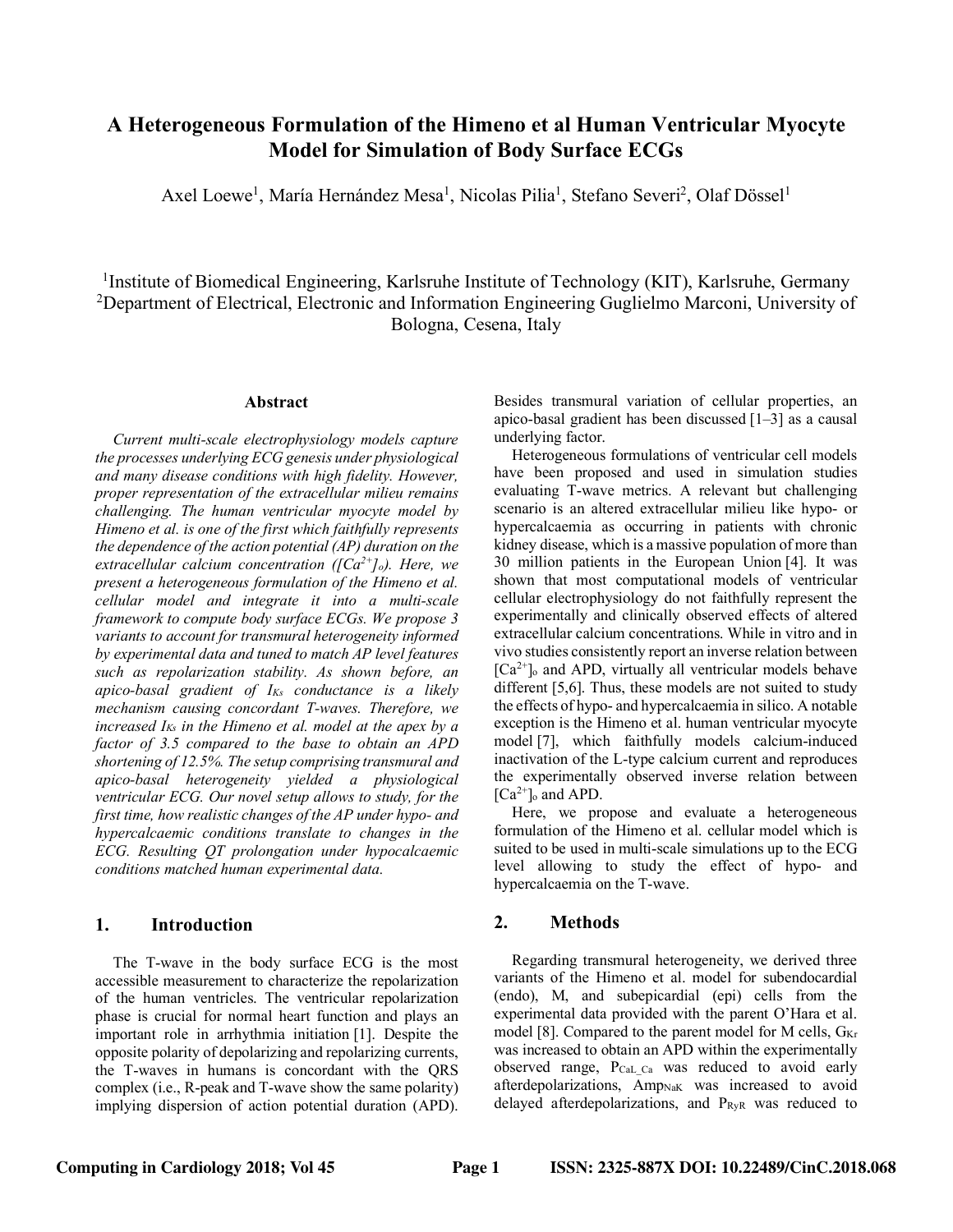# A Heterogeneous Formulation of the Himeno et al Human Ventricular Myocyte Model for Simulation of Body Surface ECGs

Axel Loewe[1], María Hernández Mesa[1], Nicolas Pilia[1], Stefano Severi[2], Olaf Dössel[1]

[1]Institute of Biomedical Engineering, Karlsruhe Institute of Technology (KIT), Karlsruhe, Germany
[2]Department of Electrical, Electronic and Information Engineering Guglielmo Marconi, University of Bologna, Cesena, Italy

## Abstract

*Current multi-scale electrophysiology models capture the processes underlying ECG genesis under physiological and many disease conditions with high fidelity. However, proper representation of the extracellular milieu remains challenging. The human ventricular myocyte model by Himeno et al. is one of the first which faithfully represents the dependence of the action potential (AP) duration on the extracellular calcium concentration ($[Ca^{2+}]_o$). Here, we present a heterogeneous formulation of the Himeno et al. cellular model and integrate it into a multi-scale framework to compute body surface ECGs. We propose 3 variants to account for transmural heterogeneity informed by experimental data and tuned to match AP level features such as repolarization stability. As shown before, an apico-basal gradient of $I_{Ks}$ conductance is a likely mechanism causing concordant T-waves. Therefore, we increased $I_{Ks}$ in the Himeno et al. model at the apex by a factor of 3.5 compared to the base to obtain an APD shortening of 12.5%. The setup comprising transmural and apico-basal heterogeneity yielded a physiological ventricular ECG. Our novel setup allows to study, for the first time, how realistic changes of the AP under hypo- and hypercalcaemic conditions translate to changes in the ECG. Resulting QT prolongation under hypocalcaemic conditions matched human experimental data.*

## 1. Introduction

The T-wave in the body surface ECG is the most accessible measurement to characterize the repolarization of the human ventricles. The ventricular repolarization phase is crucial for normal heart function and plays an important role in arrhythmia initiation [1]. Despite the opposite polarity of depolarizing and repolarizing currents, the T-waves in humans is concordant with the QRS complex (i.e., R-peak and T-wave show the same polarity) implying dispersion of action potential duration (APD). Besides transmural variation of cellular properties, an apico-basal gradient has been discussed [1–3] as a causal underlying factor.

Heterogeneous formulations of ventricular cell models have been proposed and used in simulation studies evaluating T-wave metrics. A relevant but challenging scenario is an altered extracellular milieu like hypo- or hypercalcaemia as occurring in patients with chronic kidney disease, which is a massive population of more than 30 million patients in the European Union [4]. It was shown that most computational models of ventricular cellular electrophysiology do not faithfully represent the experimentally and clinically observed effects of altered extracellular calcium concentrations. While in vitro and in vivo studies consistently report an inverse relation between $[Ca^{2+}]_o$ and APD, virtually all ventricular models behave different [5,6]. Thus, these models are not suited to study the effects of hypo- and hypercalcaemia in silico. A notable exception is the Himeno et al. human ventricular myocyte model [7], which faithfully models calcium-induced inactivation of the L-type calcium current and reproduces the experimentally observed inverse relation between $[Ca^{2+}]_o$ and APD.

Here, we propose and evaluate a heterogeneous formulation of the Himeno et al. cellular model which is suited to be used in multi-scale simulations up to the ECG level allowing to study the effect of hypo- and hypercalcaemia on the T-wave.

## 2. Methods

Regarding transmural heterogeneity, we derived three variants of the Himeno et al. model for subendocardial (endo), M, and subepicardial (epi) cells from the experimental data provided with the parent O'Hara et al. model [8]. Compared to the parent model for M cells, $G_{Kr}$ was increased to obtain an APD within the experimentally observed range, $P_{CaL\_Ca}$ was reduced to avoid early afterdepolarizations, $Amp_{NaK}$ was increased to avoid delayed afterdepolarizations, and $P_{RyR}$ was reduced to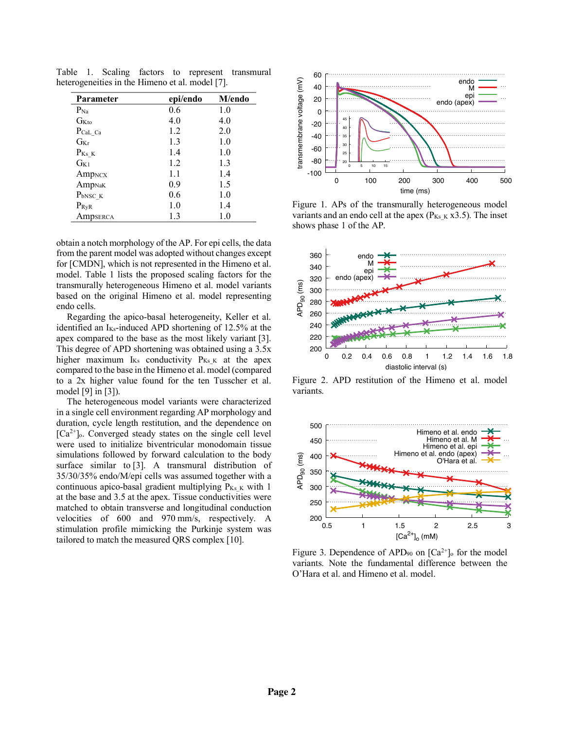Table 1. Scaling factors to represent transmural heterogeneities in the Himeno et al. model [7].

| Parameter | epi/endo | M/endo |
|---|---|---|
| $P_{Na}$ | 0.6 | 1.0 |
| $G_{Kto}$ | 4.0 | 4.0 |
| $P_{CaL\_Ca}$ | 1.2 | 2.0 |
| $G_{Kr}$ | 1.3 | 1.0 |
| $P_{Ks\_K}$ | 1.4 | 1.0 |
| $G_{K1}$ | 1.2 | 1.3 |
| $Amp_{NCX}$ | 1.1 | 1.4 |
| $Amp_{NaK}$ | 0.9 | 1.5 |
| $P_{bNSC\_K}$ | 0.6 | 1.0 |
| $P_{RyR}$ | 1.0 | 1.4 |
| $Amp_{SERCA}$ | 1.3 | 1.0 |

obtain a notch morphology of the AP. For epi cells, the data from the parent model was adopted without changes except for [CMDN], which is not represented in the Himeno et al. model. Table 1 lists the proposed scaling factors for the transmurally heterogeneous Himeno et al. model variants based on the original Himeno et al. model representing endo cells.

Regarding the apico-basal heterogeneity, Keller et al. identified an $I_{Ks}$-induced APD shortening of 12.5% at the apex compared to the base as the most likely variant [3]. This degree of APD shortening was obtained using a 3.5x higher maximum $I_{Ks}$ conductivity $P_{Ks\_K}$ at the apex compared to the base in the Himeno et al. model (compared to a 2x higher value found for the ten Tusscher et al. model [9] in [3]).

The heterogeneous model variants were characterized in a single cell environment regarding AP morphology and duration, cycle length restitution, and the dependence on $[Ca^{2+}]_o$. Converged steady states on the single cell level were used to initialize biventricular monodomain tissue simulations followed by forward calculation to the body surface similar to [3]. A transmural distribution of 35/30/35% endo/M/epi cells was assumed together with a continuous apico-basal gradient multiplying $P_{Ks\_K}$ with 1 at the base and 3.5 at the apex. Tissue conductivities were matched to obtain transverse and longitudinal conduction velocities of 600 and 970 mm/s, respectively. A stimulation profile mimicking the Purkinje system was tailored to match the measured QRS complex [10].

Figure 1. APs of the transmurally heterogeneous model variants and an endo cell at the apex ($P_{Ks\_K}$ x3.5). The inset shows phase 1 of the AP.

Figure 2. APD restitution of the Himeno et al. model variants.

Figure 3. Dependence of $APD_{90}$ on $[Ca^{2+}]_o$ for the model variants. Note the fundamental difference between the O'Hara et al. and Himeno et al. model.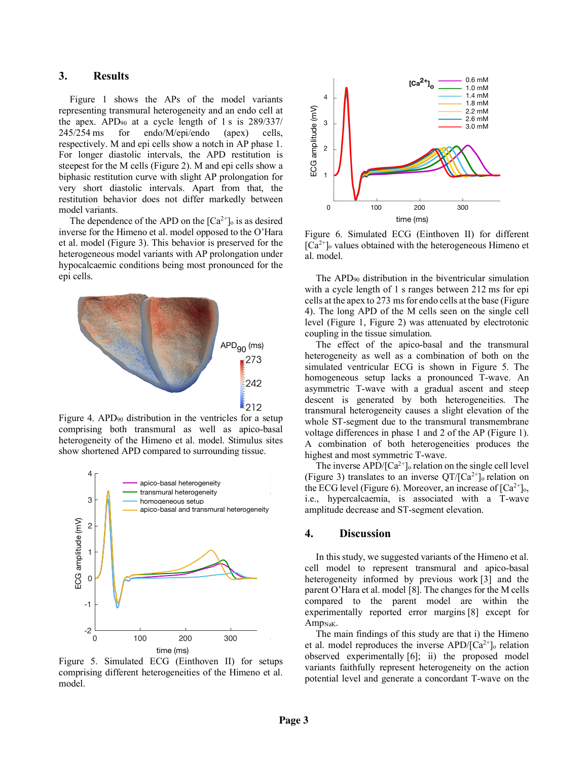## 3. Results

Figure 1 shows the APs of the model variants representing transmural heterogeneity and an endo cell at the apex. $APD_{90}$ at a cycle length of 1 s is 289/337/245/254 ms for endo/M/epi/endo (apex) cells, respectively. M and epi cells show a notch in AP phase 1. For longer diastolic intervals, the APD restitution is steepest for the M cells (Figure 2). M and epi cells show a biphasic restitution curve with slight AP prolongation for very short diastolic intervals. Apart from that, the restitution behavior does not differ markedly between model variants.

The dependence of the APD on the $[Ca^{2+}]_o$ is as desired inverse for the Himeno et al. model opposed to the O'Hara et al. model (Figure 3). This behavior is preserved for the heterogeneous model variants with AP prolongation under hypocalcaemic conditions being most pronounced for the epi cells.

Figure 4. $APD_{90}$ distribution in the ventricles for a setup comprising both transmural as well as apico-basal heterogeneity of the Himeno et al. model. Stimulus sites show shortened APD compared to surrounding tissue.

Figure 5. Simulated ECG (Einthoven II) for setups comprising different heterogeneities of the Himeno et al. model.

Figure 6. Simulated ECG (Einthoven II) for different $[Ca^{2+}]_o$ values obtained with the heterogeneous Himeno et al. model.

The $APD_{90}$ distribution in the biventricular simulation with a cycle length of 1 s ranges between 212 ms for epi cells at the apex to 273 ms for endo cells at the base (Figure 4). The long APD of the M cells seen on the single cell level (Figure 1, Figure 2) was attenuated by electrotonic coupling in the tissue simulation.

The effect of the apico-basal and the transmural heterogeneity as well as a combination of both on the simulated ventricular ECG is shown in Figure 5. The homogeneous setup lacks a pronounced T-wave. An asymmetric T-wave with a gradual ascent and steep descent is generated by both heterogeneities. The transmural heterogeneity causes a slight elevation of the whole ST-segment due to the transmural transmembrane voltage differences in phase 1 and 2 of the AP (Figure 1). A combination of both heterogeneities produces the highest and most symmetric T-wave.

The inverse APD/$[Ca^{2+}]_o$ relation on the single cell level (Figure 3) translates to an inverse QT/$[Ca^{2+}]_o$ relation on the ECG level (Figure 6). Moreover, an increase of $[Ca^{2+}]_o$, i.e., hypercalcaemia, is associated with a T-wave amplitude decrease and ST-segment elevation.

## 4. Discussion

In this study, we suggested variants of the Himeno et al. cell model to represent transmural and apico-basal heterogeneity informed by previous work [3] and the parent O'Hara et al. model [8]. The changes for the M cells compared to the parent model are within the experimentally reported error margins [8] except for $Amp_{NaK}$.

The main findings of this study are that i) the Himeno et al. model reproduces the inverse APD/$[Ca^{2+}]_o$ relation observed experimentally [6]; ii) the proposed model variants faithfully represent heterogeneity on the action potential level and generate a concordant T-wave on the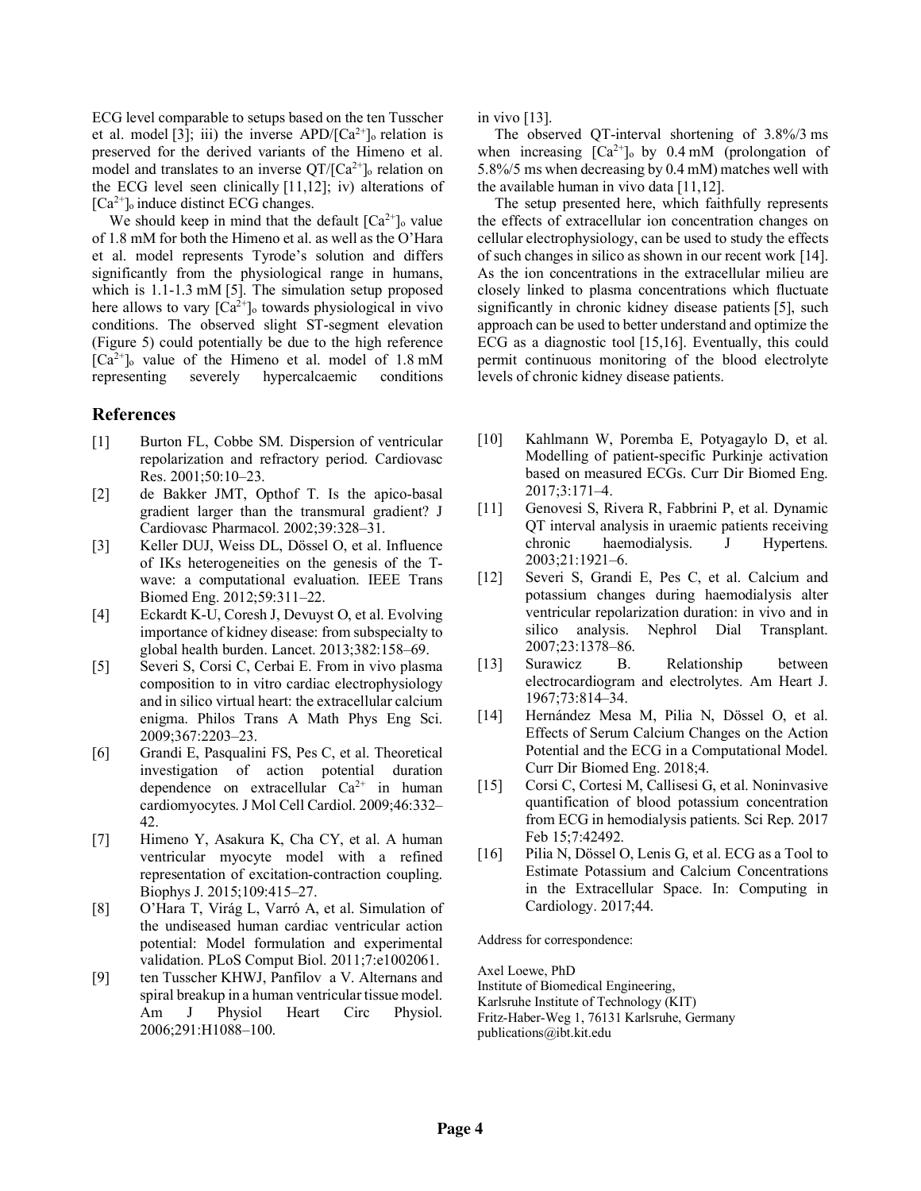ECG level comparable to setups based on the ten Tusscher et al. model [3]; iii) the inverse APD/$[Ca^{2+}]_o$ relation is preserved for the derived variants of the Himeno et al. model and translates to an inverse QT/$[Ca^{2+}]_o$ relation on the ECG level seen clinically [11,12]; iv) alterations of $[Ca^{2+}]_o$ induce distinct ECG changes.

We should keep in mind that the default $[Ca^{2+}]_o$ value of 1.8 mM for both the Himeno et al. as well as the O'Hara et al. model represents Tyrode's solution and differs significantly from the physiological range in humans, which is 1.1-1.3 mM [5]. The simulation setup proposed here allows to vary $[Ca^{2+}]_o$ towards physiological in vivo conditions. The observed slight ST-segment elevation (Figure 5) could potentially be due to the high reference $[Ca^{2+}]_o$ value of the Himeno et al. model of 1.8 mM representing severely hypercalcaemic conditions in vivo [13].

The observed QT-interval shortening of 3.8%/3 ms when increasing $[Ca^{2+}]_o$ by 0.4 mM (prolongation of 5.8%/5 ms when decreasing by 0.4 mM) matches well with the available human in vivo data [11,12].

The setup presented here, which faithfully represents the effects of extracellular ion concentration changes on cellular electrophysiology, can be used to study the effects of such changes in silico as shown in our recent work [14]. As the ion concentrations in the extracellular milieu are closely linked to plasma concentrations which fluctuate significantly in chronic kidney disease patients [5], such approach can be used to better understand and optimize the ECG as a diagnostic tool [15,16]. Eventually, this could permit continuous monitoring of the blood electrolyte levels of chronic kidney disease patients.

## References

[1] Burton FL, Cobbe SM. Dispersion of ventricular repolarization and refractory period. Cardiovasc Res. 2001;50:10–23.

[2] de Bakker JMT, Opthof T. Is the apico-basal gradient larger than the transmural gradient? J Cardiovasc Pharmacol. 2002;39:328–31.

[3] Keller DUJ, Weiss DL, Dössel O, et al. Influence of IKs heterogeneities on the genesis of the T-wave: a computational evaluation. IEEE Trans Biomed Eng. 2012;59:311–22.

[4] Eckardt K-U, Coresh J, Devuyst O, et al. Evolving importance of kidney disease: from subspecialty to global health burden. Lancet. 2013;382:158–69.

[5] Severi S, Corsi C, Cerbai E. From in vivo plasma composition to in vitro cardiac electrophysiology and in silico virtual heart: the extracellular calcium enigma. Philos Trans A Math Phys Eng Sci. 2009;367:2203–23.

[6] Grandi E, Pasqualini FS, Pes C, et al. Theoretical investigation of action potential duration dependence on extracellular $Ca^{2+}$ in human cardiomyocytes. J Mol Cell Cardiol. 2009;46:332–42.

[7] Himeno Y, Asakura K, Cha CY, et al. A human ventricular myocyte model with a refined representation of excitation-contraction coupling. Biophys J. 2015;109:415–27.

[8] O'Hara T, Virág L, Varró A, et al. Simulation of the undiseased human cardiac ventricular action potential: Model formulation and experimental validation. PLoS Comput Biol. 2011;7:e1002061.

[9] ten Tusscher KHWJ, Panfilov a V. Alternans and spiral breakup in a human ventricular tissue model. Am J Physiol Heart Circ Physiol. 2006;291:H1088–100.

[10] Kahlmann W, Poremba E, Potyagaylo D, et al. Modelling of patient-specific Purkinje activation based on measured ECGs. Curr Dir Biomed Eng. 2017;3:171–4.

[11] Genovesi S, Rivera R, Fabbrini P, et al. Dynamic QT interval analysis in uraemic patients receiving chronic haemodialysis. J Hypertens. 2003;21:1921–6.

[12] Severi S, Grandi E, Pes C, et al. Calcium and potassium changes during haemodialysis alter ventricular repolarization duration: in vivo and in silico analysis. Nephrol Dial Transplant. 2007;23:1378–86.

[13] Surawicz B. Relationship between electrocardiogram and electrolytes. Am Heart J. 1967;73:814–34.

[14] Hernández Mesa M, Pilia N, Dössel O, et al. Effects of Serum Calcium Changes on the Action Potential and the ECG in a Computational Model. Curr Dir Biomed Eng. 2018;4.

[15] Corsi C, Cortesi M, Callisesi G, et al. Noninvasive quantification of blood potassium concentration from ECG in hemodialysis patients. Sci Rep. 2017 Feb 15;7:42492.

[16] Pilia N, Dössel O, Lenis G, et al. ECG as a Tool to Estimate Potassium and Calcium Concentrations in the Extracellular Space. In: Computing in Cardiology. 2017;44.

Address for correspondence:

Axel Loewe, PhD
Institute of Biomedical Engineering,
Karlsruhe Institute of Technology (KIT)
Fritz-Haber-Weg 1, 76131 Karlsruhe, Germany
publications@ibt.kit.edu